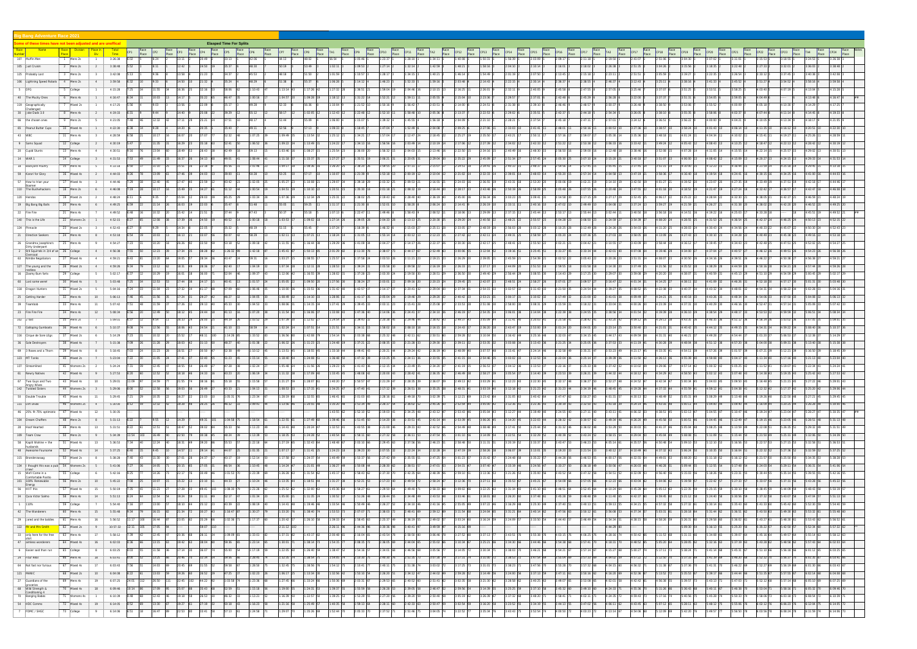# Big Bang Adventure Race 2021

**Some of these times have not been adjusted and are unofficial**

**Elapsed Time For Splits**

| Race Number | Name | Race Place | Division | Place in Div | Total Time |
|---|---|---|---|---|---|
| 133 | Muffin Men | 1 | | | 3:26:38 |
| 105 | Just Cruisin | 2 | Mens 2s | 2 | 3:38:48 |
| 125 | Probably Lost | 3 | Mens 2s | 3 | 3:42:08 |
| 106 | Lightning Speed Robots | 4 | Mens 2s | 4 | 3:59:58 |
| 5 | DFG | 5 | College | | 4:15:28 |
| 40 | The Mucky Ones | 6 | Mens | | 4:16:47 |
| 119 | Geographically Challenged | 7 | Mixed 2s | 1 | 4:17:25 |
| 30 | Joke Dads 3.0 | 8 | Mens 4s | 2 | 4:19:33 |
| 66 | the chosen ones | 9 | Mens 2s | 5 | 4:21:05 |
| 65 | Peanut Butter Cups | 10 | Mixed 4s | | 4:22:28 |
| 43 | WBC | 11 | Mens 4s | | 4:28:58 |
| 9 | Sams Squad | 12 | College | | 4:30:19 |
| 20 | Cupid Stunts | 13 | Mens 4s | 4 | 4:30:51 |
| 14 | WAR 1 | 14 | College | | 4:31:53 |
| 3 | Backyard Poultry | 15 | Mens 4s | | 4:33:18 |
| 59 | Karori for Glory | 16 | Mixed 4s | 2 | 4:44:02 |
| 57 | How to train your Boerner | 17 | Mixed 4s | 3 | 4:44:46 |
| 10 | The Bushwhackers | 18 | Mens 2s | 6 | 4:46:08 |
| 120 | Hendos | 19 | Mixed 2s | 2 | 4:48:24 |
| 14 | Big Bang Big Balls | 20 | Mens 4s | 6 | 4:49:25 |
| 22 | Fire Fire | 21 | Mens 4s | 7 | 4:49:52 |
| 140 | This is the Life | 22 | Womens 2s | 1 | 4:52:15 |
| 124 | Pinnacle | 23 | Mixed 2s | 3 | 4:52:43 |
| 21 | Direction Seekers | 24 | Mens 4s | 8 | 4:53:18 |
| 23 | Grandma Josephine's Dirty Underpants | 25 | Mens 4s | 9 | 4:54:27 |
| 2 | Brill Squirrels in 3/4 of an Overcoat | 26 | College | | 4:56:38 |
| 63 | Nimble Negotiators | 27 | Mixed 4s | 4 | 4:59:21 |
| 127 | The young and the restless | 28 | Mixed 2s | 4 | 4:59:26 |
| 16 | Downy Mac Tetts | 29 | College | | 5:02:17 |
| 60 | Last same week? | 30 | Mixed 4s | 5 | 5:03:48 |
| 118 | Dragon Hunters | 31 | Mixed 2s | 5 | 5:04:16 |
| 25 | Getting Harder | 32 | Mens 4s | 10 | 5:06:13 |
| 39 | Teamboh | 33 | Mens 4s | 11 | 5:07:42 |
| 33 | Fire Fire Fire | 34 | Mens 4s | 12 | 5:08:34 |
| 102 | 2 fast | 35 | Mens 2s | 7 | 5:09:01 |
| 72 | Galloping Gumboots | 36 | Mixed 4s | 6 | 5:10:37 |
| 116 | Cirque de Sore Legs | 37 | Mixed 2s | 6 | 5:14:29 |
| 36 | Side Destroyers | 38 | Mixed 4s | 7 | 5:15:38 |
| 19 | 3 Raves and a Thorn | 39 | Mixed 4s | 8 | 5:18:45 |
| 122 | HT Twins | 40 | Mixed 2s | 7 | 5:23:04 |
| 137 | Streamlined | 41 | Womens 2s | 2 | 5:24:24 |
| 61 | Heavy Natives | 42 | Mixed 4s | 9 | 5:27:53 |
| 67 | Two Guys and Two Angry Wives | 43 | Mixed 4s | 10 | 5:29:01 |
| 142 | Twisted Sisters | 44 | Womens 2s | 3 | 5:29:08 |
| 50 | Double Trouble | 45 | Mixed 4s | 11 | 5:29:45 |
| 131 | Dirt Divas | 46 | Womens 2s | 4 | 5:30:58 |
| 44 | 25% fit 75% optimistic | 47 | Mixed 4s | 12 | 5:30:35 |
| 104 | Dream Chafers | 48 | Mens 2s | 8 | 5:31:13 |
| 28 | Hoof Hearted | 49 | Mens 4s | 13 | 5:31:51 |
| 109 | Team Crew | 50 | Mens 2s | 9 | 5:34:39 |
| 56 | Kapiti Wahine + the husbands | 51 | Mixed 4s | 13 | 5:36:53 |
| 52 | Awesome Foursome | 52 | Mixed 4s | 14 | 5:37:25 |
| 115 | Brendenwaag | 53 | Mixed 2s | 8 | 5:38:29 |
| 134 | I thought this was a pub crawl | 54 | Womens 2s | 5 | 5:41:06 |
| 15 | We'll Come in a Comfortable Fourth | 55 | College | | 5:42:16 |
| 101 | 100% Renewable Energy | 56 | Mens 2s | 10 | 5:45:22 |
| 58 | HIIT this | 57 | Mixed 4s | 15 | 5:50:14 |
| 24 | Quick Victor Salmo | 58 | Mens 4s | 14 | 5:51:13 |
| 1 | 110% | 59 | College | | 5:54:40 |
| 42 | The Wanderers | 60 | Mens 4s | 15 | 5:55:48 |
| 29 | Jared and the baddies | 61 | Mens 4s | 16 | 5:56:52 |
| 122 | Mr and Mrs Smith | 62 | Mixed 2s | 9 | 10:57:32 |
| 33 | only here for the free beer | 63 | Mens 4s | 17 | 5:58:12 |
| 47 | aimless wonderers | 64 | Mixed 4s | 16 | 6:02:03 |
| 6 | Easier said than run | 65 | College | | 6:03:42 |
| 34 | Four Real | 66 | Mens 4s | 18 | 6:03:43 |
| 64 | Not fast nor furious | 67 | Mixed 4s | 17 | 6:03:43 |
| 121 | PWWMC | 68 | Mixed 2s | 10 | 6:04:08 |
| 27 | Guardians of the groceries | 69 | Mens 4s | 19 | 6:07:25 |
| 68 | Wild Strength & Conditioning A | 70 | Mixed 4s | 18 | 6:09:46 |
| 70 | Banging Babes | 71 | Womens 4s | 1 | 6:10:38 |
| 54 | HDC Comms | 72 | Mixed 4s | 19 | 6:13:02 |
| 7 | FDMC / SHSC | 73 | College | | 6:14:06 |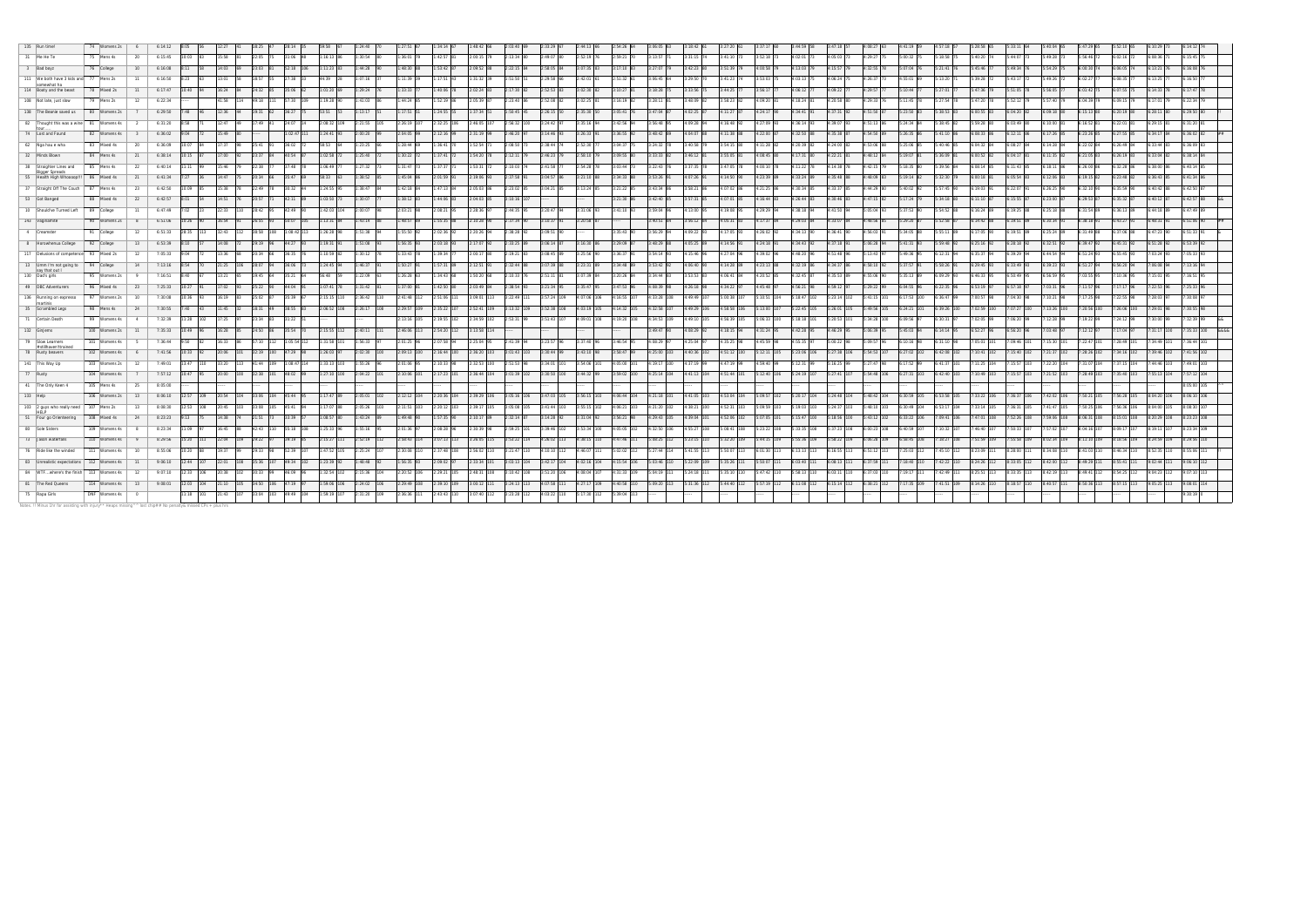| | | | | | |
|---|---|---|---|---|---|
| 135 | Run time! | 74 | Womens 2s | 6 | 6:14:12 |
| 31 | He He Te | 75 | Mens 4s | 20 | 6:15:45 |
| 3 | Bad Dayz | 76 | College | 10 | 6:16:08 |
| 111 | We both have 3 kids and somewhat fra... | 77 | Mens 2s | 11 | 6:16:50 |
| 114 | Booty and the beast | 78 | Mixed 2s | 11 | 6:17:47 |
| 108 | Not late, just slow | 79 | Mens 2s | 12 | 6:22:34 |
| 138 | The Beanie saved us | 80 | Womens 2s | 7 | 6:28:58 |
| 82 | Thought this was a wine tour | 81 | Womens 4s | 2 | 6:31:20 |
| 74 | Last and Found | 82 | Womens 4s | 3 | 6:36:02 |
| 22 | Nga hau e wha | 83 | Mixed 4s | 20 | 6:36:09 |
| 32 | Minds Blown | 84 | Mens 4s | 21 | 6:38:14 |
| 38 | Straighter Lines and Bigger Spreads | 85 | Mens 4s | 22 | 6:40:14 |
| 55 | Health High Whoooop!!! | 86 | Mixed 4s | 21 | 6:41:34 |
| 37 | Straight Off The Couch | 87 | Mens 4s | 23 | 6:42:50 |
| 53 | Get Banged | 88 | Mixed 4s | 22 | 6:42:57 |
| 10 | Should've Turned Left | 89 | College | 11 | 6:47:49 |
| 143 | Vagabonds | 90 | Womens 2s | 8 | 6:51:06 |
| 4 | Creamster | 91 | College | 12 | 6:51:33 |
| 8 | Horseshoe us College | 92 | College | 13 | 6:53:39 |
| 117 | Delusions of competence | 93 | Mixed 2s | 12 | 7:05:33 |
| 13 | Umm I'm not going to say that out loud | 94 | College | 14 | 7:13:16 |
| 130 | Dad's girls | 95 | Womens 2s | 9 | 7:16:51 |
| 49 | DBC Adventurers | 96 | Mixed 4s | 23 | 7:25:33 |
| 136 | Running on espresso martinis | 97 | Womens 2s | 10 | 7:30:08 |
| 35 | Scrambled Legs | 98 | Mens 4s | 24 | 7:30:55 |
| 71 | Certain Death | 99 | Womens 4s | 4 | 7:32:39 |
| 132 | Gnjomo | 100 | Womens 2s | 11 | 7:35:33 |
| 79 | Slow Learners #stillhaven'tlearned | 101 | Womens 4s | 5 | 7:36:44 |
| 78 | Rusty beavers | 102 | Womens 4s | 6 | 7:41:58 |
| 141 | This Way Up | 103 | Womens 2s | 12 | 7:49:01 |
| 77 | Rusty | 104 | Womens 4s | 7 | 7:57:12 |
| 41 | The Only Keen 4 | 105 | Mens 4s | 25 | 8:05:06 |
| 133 | Help | 106 | Womens 2s | 13 | 8:06:10 |
| 102 | 2 guys who really need HELP | 107 | Mens 2s | 13 | 8:08:30 |
| 51 | Four go Orienteering | 108 | Mixed 4s | 24 | 8:23:23 |
| 80 | Sole Sisters | 109 | Womens 4s | 8 | 8:23:34 |
| 73 | Jaabi waterfals | 110 | Womens 4s | 9 | 8:29:56 |
| 76 | Ride like the wind | 111 | Womens 4s | 10 | 8:55:06 |
| 83 | Unrealistic expectations | 112 | Womens 4s | 11 | 8:56:18 |
| 84 | WTF...where's the finish | 113 | Womens 4s | 12 | 9:07:10 |
| 81 | The Red Queens | 114 | Womens 4s | 13 | 9:08:01 |
| 75 | Rapa Girls | DNF | Womens 4s | 0 | |